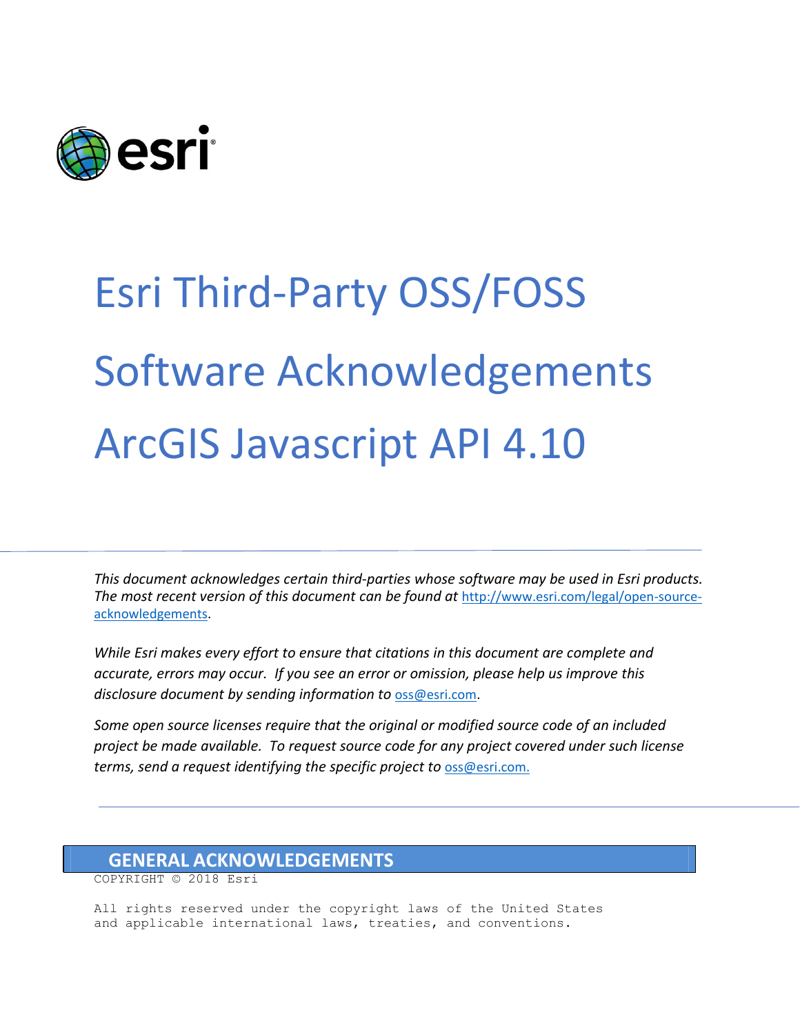# Esri Third-Party OSS/FOSS Software Acknowledgements ArcGIS Javascript API 4.10

*This document acknowledges certain third-parties whose software may be used in Esri products. The most recent version of this document can be found at* http://www.esri.com/legal/open-source-acknowledgements.

*While Esri makes every effort to ensure that citations in this document are complete and accurate, errors may occur. If you see an error or omission, please help us improve this disclosure document by sending information to* oss@esri.com.

*Some open source licenses require that the original or modified source code of an included project be made available. To request source code for any project covered under such license terms, send a request identifying the specific project to* oss@esri.com.

## GENERAL ACKNOWLEDGEMENTS

```
COPYRIGHT © 2018 Esri

All rights reserved under the copyright laws of the United States
and applicable international laws, treaties, and conventions.
```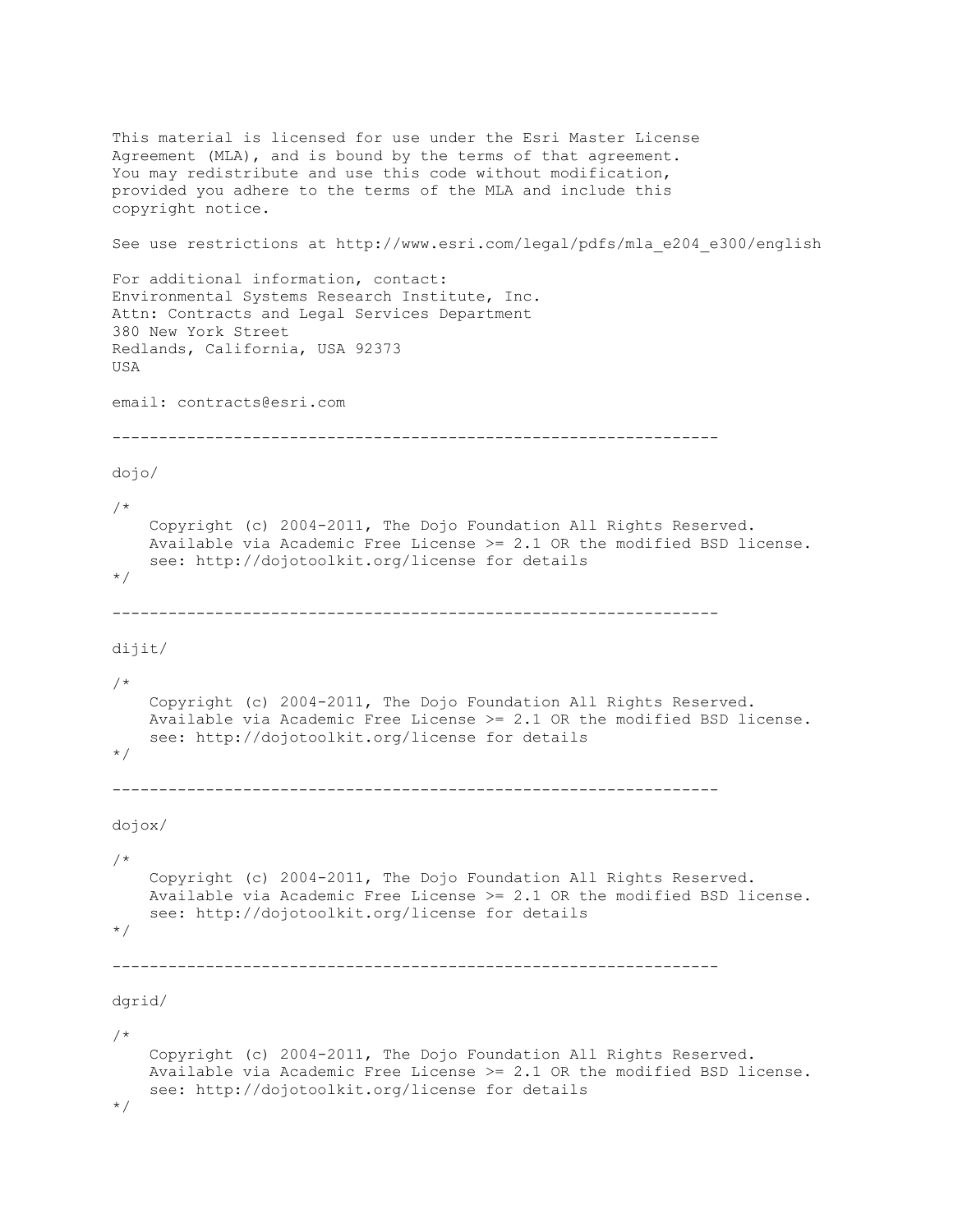This material is licensed for use under the Esri Master License Agreement (MLA), and is bound by the terms of that agreement. You may redistribute and use this code without modification, provided you adhere to the terms of the MLA and include this copyright notice.

See use restrictions at http://www.esri.com/legal/pdfs/mla_e204_e300/english

For additional information, contact:
Environmental Systems Research Institute, Inc.
Attn: Contracts and Legal Services Department
380 New York Street
Redlands, California, USA 92373
USA

email: contracts@esri.com

-----------------------------------------------------------------

dojo/

```
/*
    Copyright (c) 2004-2011, The Dojo Foundation All Rights Reserved.
    Available via Academic Free License >= 2.1 OR the modified BSD license.
    see: http://dojotoolkit.org/license for details
*/
```

-----------------------------------------------------------------

dijit/

```
/*
    Copyright (c) 2004-2011, The Dojo Foundation All Rights Reserved.
    Available via Academic Free License >= 2.1 OR the modified BSD license.
    see: http://dojotoolkit.org/license for details
*/
```

-----------------------------------------------------------------

dojox/

```
/*
    Copyright (c) 2004-2011, The Dojo Foundation All Rights Reserved.
    Available via Academic Free License >= 2.1 OR the modified BSD license.
    see: http://dojotoolkit.org/license for details
*/
```

-----------------------------------------------------------------

dgrid/

```
/*
    Copyright (c) 2004-2011, The Dojo Foundation All Rights Reserved.
    Available via Academic Free License >= 2.1 OR the modified BSD license.
    see: http://dojotoolkit.org/license for details
*/
```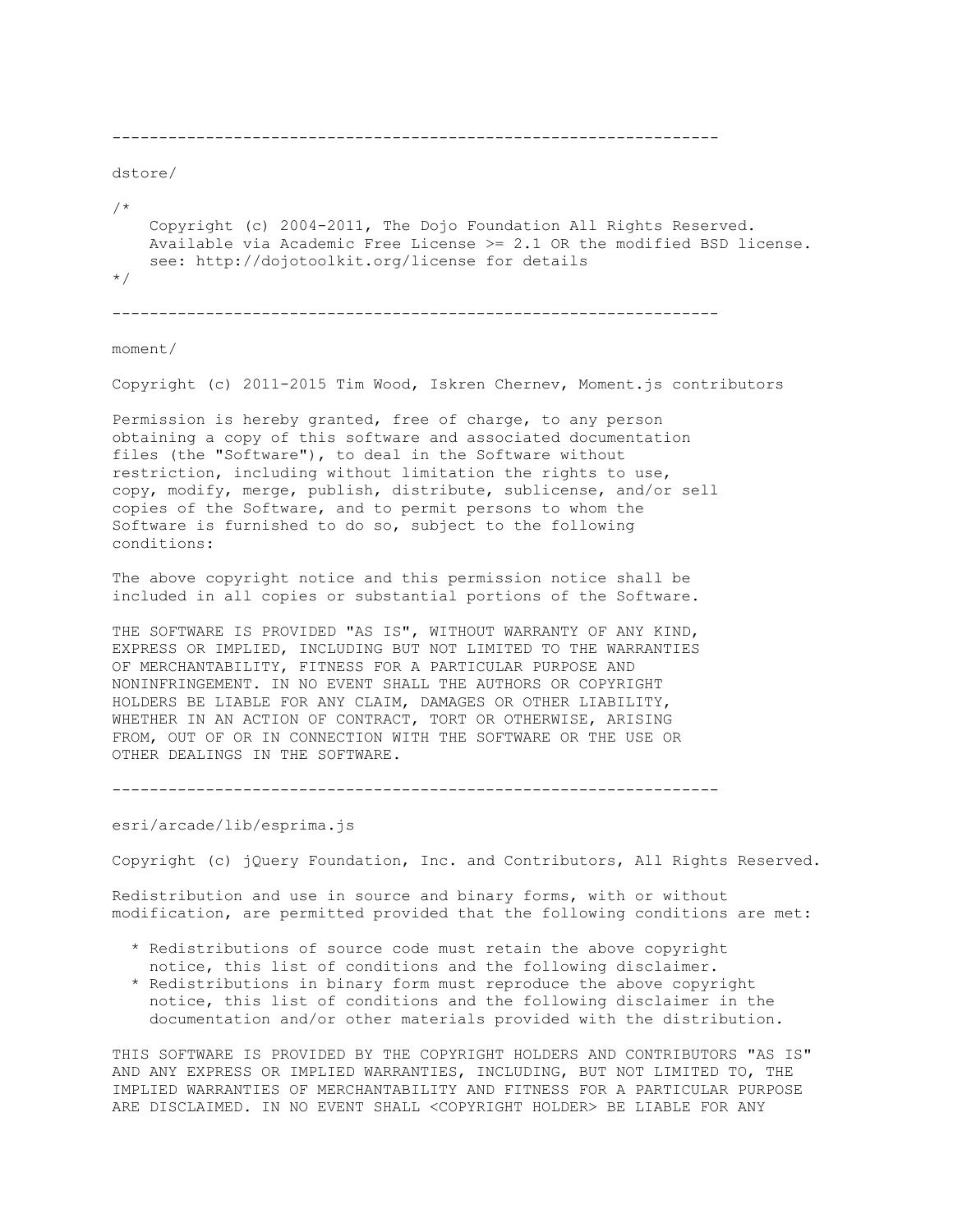-----------------------------------------------------------------

dstore/

```
/*
    Copyright (c) 2004-2011, The Dojo Foundation All Rights Reserved.
    Available via Academic Free License >= 2.1 OR the modified BSD license.
    see: http://dojotoolkit.org/license for details
*/
```

-----------------------------------------------------------------

moment/

Copyright (c) 2011-2015 Tim Wood, Iskren Chernev, Moment.js contributors

Permission is hereby granted, free of charge, to any person obtaining a copy of this software and associated documentation files (the "Software"), to deal in the Software without restriction, including without limitation the rights to use, copy, modify, merge, publish, distribute, sublicense, and/or sell copies of the Software, and to permit persons to whom the Software is furnished to do so, subject to the following conditions:

The above copyright notice and this permission notice shall be included in all copies or substantial portions of the Software.

THE SOFTWARE IS PROVIDED "AS IS", WITHOUT WARRANTY OF ANY KIND, EXPRESS OR IMPLIED, INCLUDING BUT NOT LIMITED TO THE WARRANTIES OF MERCHANTABILITY, FITNESS FOR A PARTICULAR PURPOSE AND NONINFRINGEMENT. IN NO EVENT SHALL THE AUTHORS OR COPYRIGHT HOLDERS BE LIABLE FOR ANY CLAIM, DAMAGES OR OTHER LIABILITY, WHETHER IN AN ACTION OF CONTRACT, TORT OR OTHERWISE, ARISING FROM, OUT OF OR IN CONNECTION WITH THE SOFTWARE OR THE USE OR OTHER DEALINGS IN THE SOFTWARE.

-----------------------------------------------------------------

esri/arcade/lib/esprima.js

Copyright (c) jQuery Foundation, Inc. and Contributors, All Rights Reserved.

Redistribution and use in source and binary forms, with or without modification, are permitted provided that the following conditions are met:

* Redistributions of source code must retain the above copyright notice, this list of conditions and the following disclaimer.
* Redistributions in binary form must reproduce the above copyright notice, this list of conditions and the following disclaimer in the documentation and/or other materials provided with the distribution.

THIS SOFTWARE IS PROVIDED BY THE COPYRIGHT HOLDERS AND CONTRIBUTORS "AS IS" AND ANY EXPRESS OR IMPLIED WARRANTIES, INCLUDING, BUT NOT LIMITED TO, THE IMPLIED WARRANTIES OF MERCHANTABILITY AND FITNESS FOR A PARTICULAR PURPOSE ARE DISCLAIMED. IN NO EVENT SHALL <COPYRIGHT HOLDER> BE LIABLE FOR ANY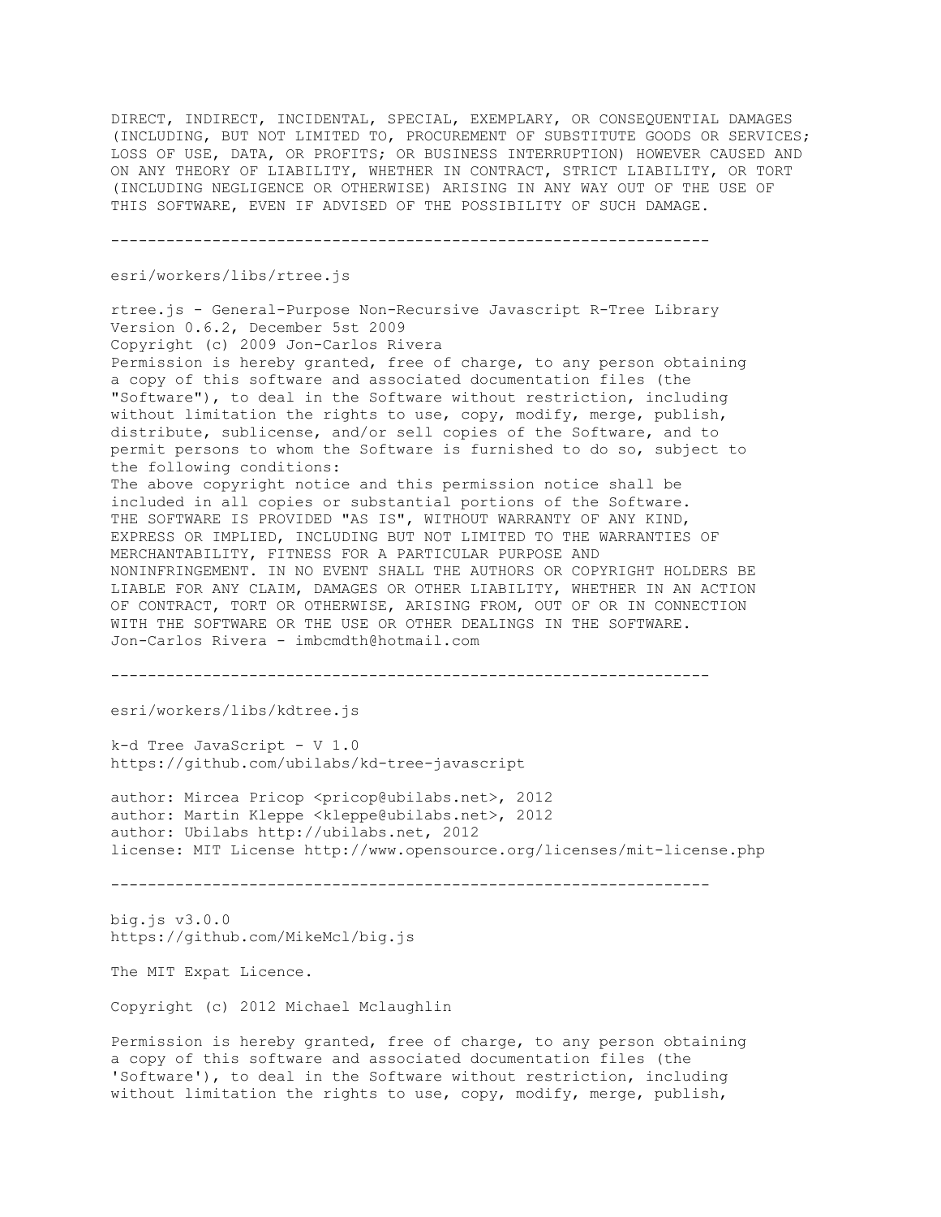DIRECT, INDIRECT, INCIDENTAL, SPECIAL, EXEMPLARY, OR CONSEQUENTIAL DAMAGES (INCLUDING, BUT NOT LIMITED TO, PROCUREMENT OF SUBSTITUTE GOODS OR SERVICES; LOSS OF USE, DATA, OR PROFITS; OR BUSINESS INTERRUPTION) HOWEVER CAUSED AND ON ANY THEORY OF LIABILITY, WHETHER IN CONTRACT, STRICT LIABILITY, OR TORT (INCLUDING NEGLIGENCE OR OTHERWISE) ARISING IN ANY WAY OUT OF THE USE OF THIS SOFTWARE, EVEN IF ADVISED OF THE POSSIBILITY OF SUCH DAMAGE.

-----------------------------------------------------------------

esri/workers/libs/rtree.js

rtree.js - General-Purpose Non-Recursive Javascript R-Tree Library
Version 0.6.2, December 5st 2009
Copyright (c) 2009 Jon-Carlos Rivera
Permission is hereby granted, free of charge, to any person obtaining a copy of this software and associated documentation files (the "Software"), to deal in the Software without restriction, including without limitation the rights to use, copy, modify, merge, publish, distribute, sublicense, and/or sell copies of the Software, and to permit persons to whom the Software is furnished to do so, subject to the following conditions:
The above copyright notice and this permission notice shall be included in all copies or substantial portions of the Software.
THE SOFTWARE IS PROVIDED "AS IS", WITHOUT WARRANTY OF ANY KIND, EXPRESS OR IMPLIED, INCLUDING BUT NOT LIMITED TO THE WARRANTIES OF MERCHANTABILITY, FITNESS FOR A PARTICULAR PURPOSE AND NONINFRINGEMENT. IN NO EVENT SHALL THE AUTHORS OR COPYRIGHT HOLDERS BE LIABLE FOR ANY CLAIM, DAMAGES OR OTHER LIABILITY, WHETHER IN AN ACTION OF CONTRACT, TORT OR OTHERWISE, ARISING FROM, OUT OF OR IN CONNECTION WITH THE SOFTWARE OR THE USE OR OTHER DEALINGS IN THE SOFTWARE.
Jon-Carlos Rivera - imbcmdth@hotmail.com

-----------------------------------------------------------------

esri/workers/libs/kdtree.js

k-d Tree JavaScript - V 1.0
https://github.com/ubilabs/kd-tree-javascript

author: Mircea Pricop <pricop@ubilabs.net>, 2012
author: Martin Kleppe <kleppe@ubilabs.net>, 2012
author: Ubilabs http://ubilabs.net, 2012
license: MIT License http://www.opensource.org/licenses/mit-license.php

-----------------------------------------------------------------

big.js v3.0.0
https://github.com/MikeMcl/big.js

The MIT Expat Licence.

Copyright (c) 2012 Michael Mclaughlin

Permission is hereby granted, free of charge, to any person obtaining a copy of this software and associated documentation files (the 'Software'), to deal in the Software without restriction, including without limitation the rights to use, copy, modify, merge, publish,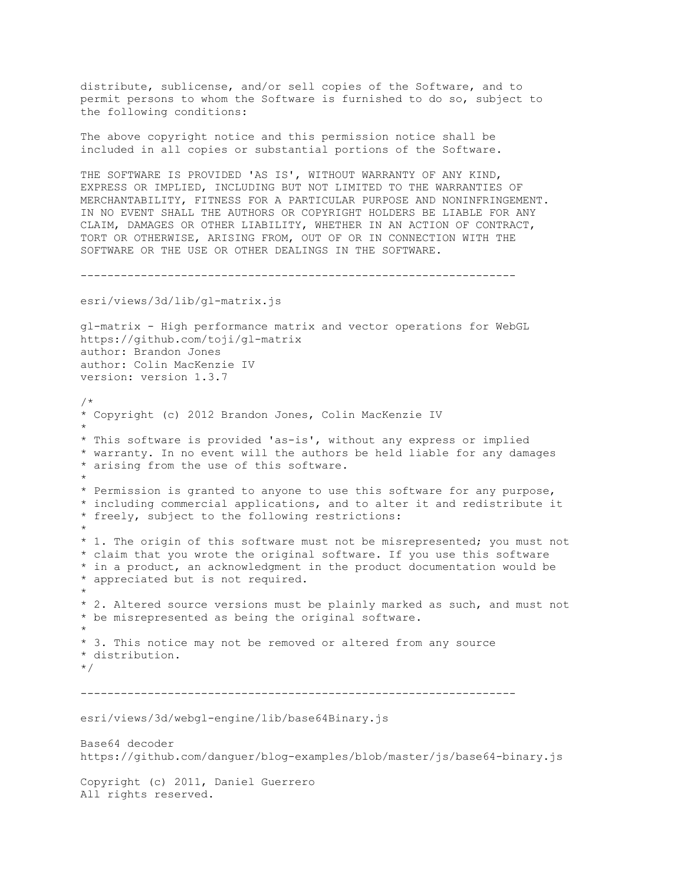distribute, sublicense, and/or sell copies of the Software, and to permit persons to whom the Software is furnished to do so, subject to the following conditions:

The above copyright notice and this permission notice shall be included in all copies or substantial portions of the Software.

THE SOFTWARE IS PROVIDED 'AS IS', WITHOUT WARRANTY OF ANY KIND, EXPRESS OR IMPLIED, INCLUDING BUT NOT LIMITED TO THE WARRANTIES OF MERCHANTABILITY, FITNESS FOR A PARTICULAR PURPOSE AND NONINFRINGEMENT. IN NO EVENT SHALL THE AUTHORS OR COPYRIGHT HOLDERS BE LIABLE FOR ANY CLAIM, DAMAGES OR OTHER LIABILITY, WHETHER IN AN ACTION OF CONTRACT, TORT OR OTHERWISE, ARISING FROM, OUT OF OR IN CONNECTION WITH THE SOFTWARE OR THE USE OR OTHER DEALINGS IN THE SOFTWARE.

-----------------------------------------------------------------

esri/views/3d/lib/gl-matrix.js

gl-matrix - High performance matrix and vector operations for WebGL
https://github.com/toji/gl-matrix
author: Brandon Jones
author: Colin MacKenzie IV
version: version 1.3.7

```
/*
* Copyright (c) 2012 Brandon Jones, Colin MacKenzie IV
*
* This software is provided 'as-is', without any express or implied
* warranty. In no event will the authors be held liable for any damages
* arising from the use of this software.
*
* Permission is granted to anyone to use this software for any purpose,
* including commercial applications, and to alter it and redistribute it
* freely, subject to the following restrictions:
*
* 1. The origin of this software must not be misrepresented; you must not
* claim that you wrote the original software. If you use this software
* in a product, an acknowledgment in the product documentation would be
* appreciated but is not required.
*
* 2. Altered source versions must be plainly marked as such, and must not
* be misrepresented as being the original software.
*
* 3. This notice may not be removed or altered from any source
* distribution.
*/
```

-----------------------------------------------------------------

esri/views/3d/webgl-engine/lib/base64Binary.js

Base64 decoder
https://github.com/danguer/blog-examples/blob/master/js/base64-binary.js

Copyright (c) 2011, Daniel Guerrero
All rights reserved.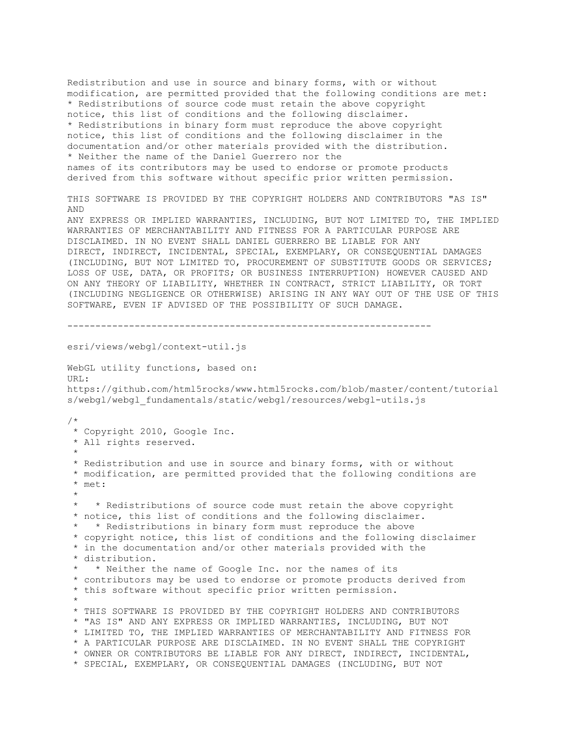Redistribution and use in source and binary forms, with or without modification, are permitted provided that the following conditions are met:
* Redistributions of source code must retain the above copyright notice, this list of conditions and the following disclaimer.
* Redistributions in binary form must reproduce the above copyright notice, this list of conditions and the following disclaimer in the documentation and/or other materials provided with the distribution.
* Neither the name of the Daniel Guerrero nor the names of its contributors may be used to endorse or promote products derived from this software without specific prior written permission.

THIS SOFTWARE IS PROVIDED BY THE COPYRIGHT HOLDERS AND CONTRIBUTORS "AS IS" AND
ANY EXPRESS OR IMPLIED WARRANTIES, INCLUDING, BUT NOT LIMITED TO, THE IMPLIED WARRANTIES OF MERCHANTABILITY AND FITNESS FOR A PARTICULAR PURPOSE ARE DISCLAIMED. IN NO EVENT SHALL DANIEL GUERRERO BE LIABLE FOR ANY DIRECT, INDIRECT, INCIDENTAL, SPECIAL, EXEMPLARY, OR CONSEQUENTIAL DAMAGES (INCLUDING, BUT NOT LIMITED TO, PROCUREMENT OF SUBSTITUTE GOODS OR SERVICES; LOSS OF USE, DATA, OR PROFITS; OR BUSINESS INTERRUPTION) HOWEVER CAUSED AND ON ANY THEORY OF LIABILITY, WHETHER IN CONTRACT, STRICT LIABILITY, OR TORT (INCLUDING NEGLIGENCE OR OTHERWISE) ARISING IN ANY WAY OUT OF THE USE OF THIS SOFTWARE, EVEN IF ADVISED OF THE POSSIBILITY OF SUCH DAMAGE.

-----------------------------------------------------------------

esri/views/webgl/context-util.js

WebGL utility functions, based on:
URL:
https://github.com/html5rocks/www.html5rocks.com/blob/master/content/tutorials/webgl/webgl_fundamentals/static/webgl/resources/webgl-utils.js

```
/*
 * Copyright 2010, Google Inc.
 * All rights reserved.
 *
 * Redistribution and use in source and binary forms, with or without
 * modification, are permitted provided that the following conditions are
 * met:
 *
 *   * Redistributions of source code must retain the above copyright
 * notice, this list of conditions and the following disclaimer.
 *   * Redistributions in binary form must reproduce the above
 * copyright notice, this list of conditions and the following disclaimer
 * in the documentation and/or other materials provided with the
 * distribution.
 *   * Neither the name of Google Inc. nor the names of its
 * contributors may be used to endorse or promote products derived from
 * this software without specific prior written permission.
 *
 * THIS SOFTWARE IS PROVIDED BY THE COPYRIGHT HOLDERS AND CONTRIBUTORS
 * "AS IS" AND ANY EXPRESS OR IMPLIED WARRANTIES, INCLUDING, BUT NOT
 * LIMITED TO, THE IMPLIED WARRANTIES OF MERCHANTABILITY AND FITNESS FOR
 * A PARTICULAR PURPOSE ARE DISCLAIMED. IN NO EVENT SHALL THE COPYRIGHT
 * OWNER OR CONTRIBUTORS BE LIABLE FOR ANY DIRECT, INDIRECT, INCIDENTAL,
 * SPECIAL, EXEMPLARY, OR CONSEQUENTIAL DAMAGES (INCLUDING, BUT NOT
```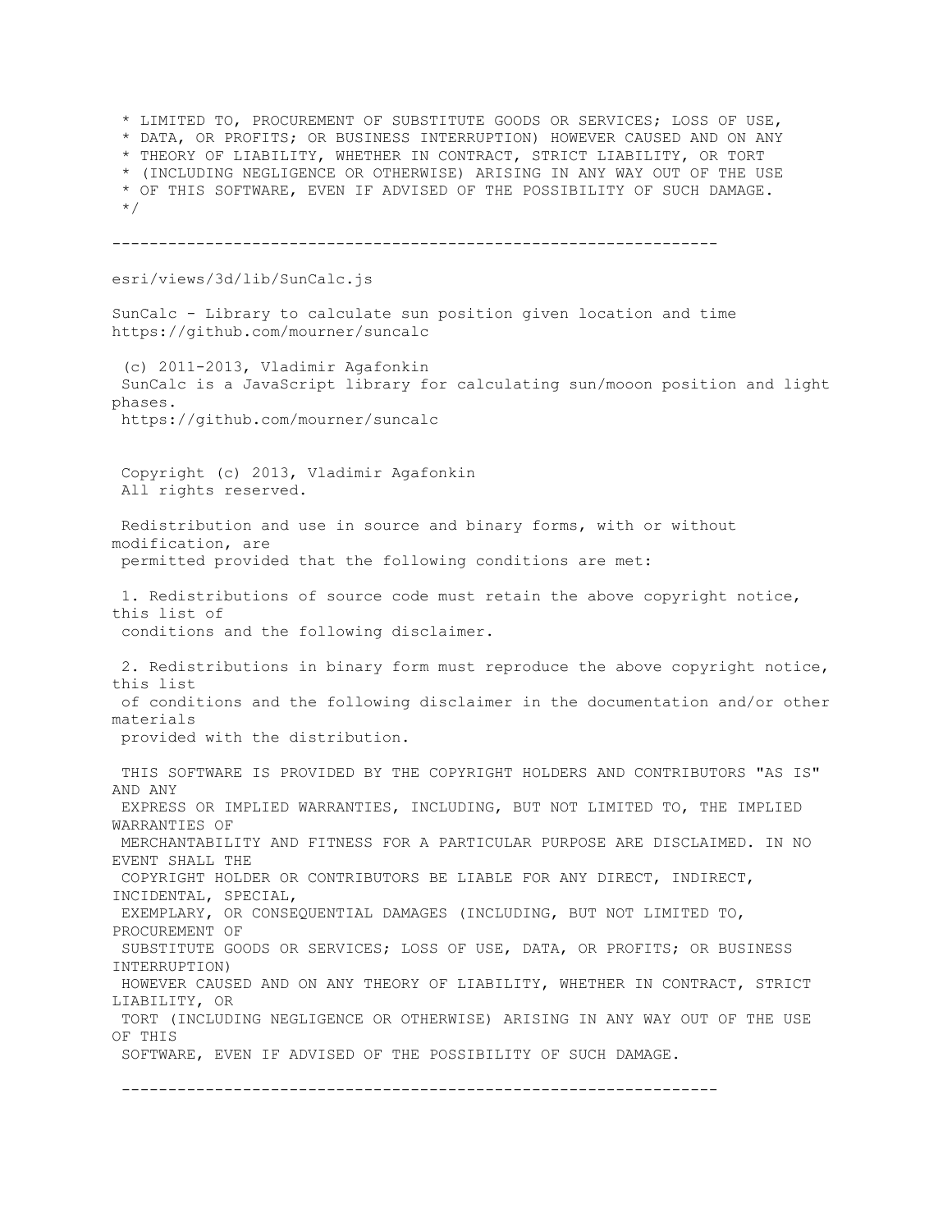```
 * LIMITED TO, PROCUREMENT OF SUBSTITUTE GOODS OR SERVICES; LOSS OF USE,
 * DATA, OR PROFITS; OR BUSINESS INTERRUPTION) HOWEVER CAUSED AND ON ANY
 * THEORY OF LIABILITY, WHETHER IN CONTRACT, STRICT LIABILITY, OR TORT
 * (INCLUDING NEGLIGENCE OR OTHERWISE) ARISING IN ANY WAY OUT OF THE USE
 * OF THIS SOFTWARE, EVEN IF ADVISED OF THE POSSIBILITY OF SUCH DAMAGE.
 */
```

-----------------------------------------------------------------

esri/views/3d/lib/SunCalc.js

SunCalc - Library to calculate sun position given location and time
https://github.com/mourner/suncalc

(c) 2011-2013, Vladimir Agafonkin
SunCalc is a JavaScript library for calculating sun/mooon position and light phases.
https://github.com/mourner/suncalc

Copyright (c) 2013, Vladimir Agafonkin
All rights reserved.

Redistribution and use in source and binary forms, with or without modification, are permitted provided that the following conditions are met:

1. Redistributions of source code must retain the above copyright notice, this list of conditions and the following disclaimer.

2. Redistributions in binary form must reproduce the above copyright notice, this list of conditions and the following disclaimer in the documentation and/or other materials provided with the distribution.

THIS SOFTWARE IS PROVIDED BY THE COPYRIGHT HOLDERS AND CONTRIBUTORS "AS IS" AND ANY EXPRESS OR IMPLIED WARRANTIES, INCLUDING, BUT NOT LIMITED TO, THE IMPLIED WARRANTIES OF MERCHANTABILITY AND FITNESS FOR A PARTICULAR PURPOSE ARE DISCLAIMED. IN NO EVENT SHALL THE COPYRIGHT HOLDER OR CONTRIBUTORS BE LIABLE FOR ANY DIRECT, INDIRECT, INCIDENTAL, SPECIAL, EXEMPLARY, OR CONSEQUENTIAL DAMAGES (INCLUDING, BUT NOT LIMITED TO, PROCUREMENT OF SUBSTITUTE GOODS OR SERVICES; LOSS OF USE, DATA, OR PROFITS; OR BUSINESS INTERRUPTION) HOWEVER CAUSED AND ON ANY THEORY OF LIABILITY, WHETHER IN CONTRACT, STRICT LIABILITY, OR TORT (INCLUDING NEGLIGENCE OR OTHERWISE) ARISING IN ANY WAY OUT OF THE USE OF THIS SOFTWARE, EVEN IF ADVISED OF THE POSSIBILITY OF SUCH DAMAGE.

-----------------------------------------------------------------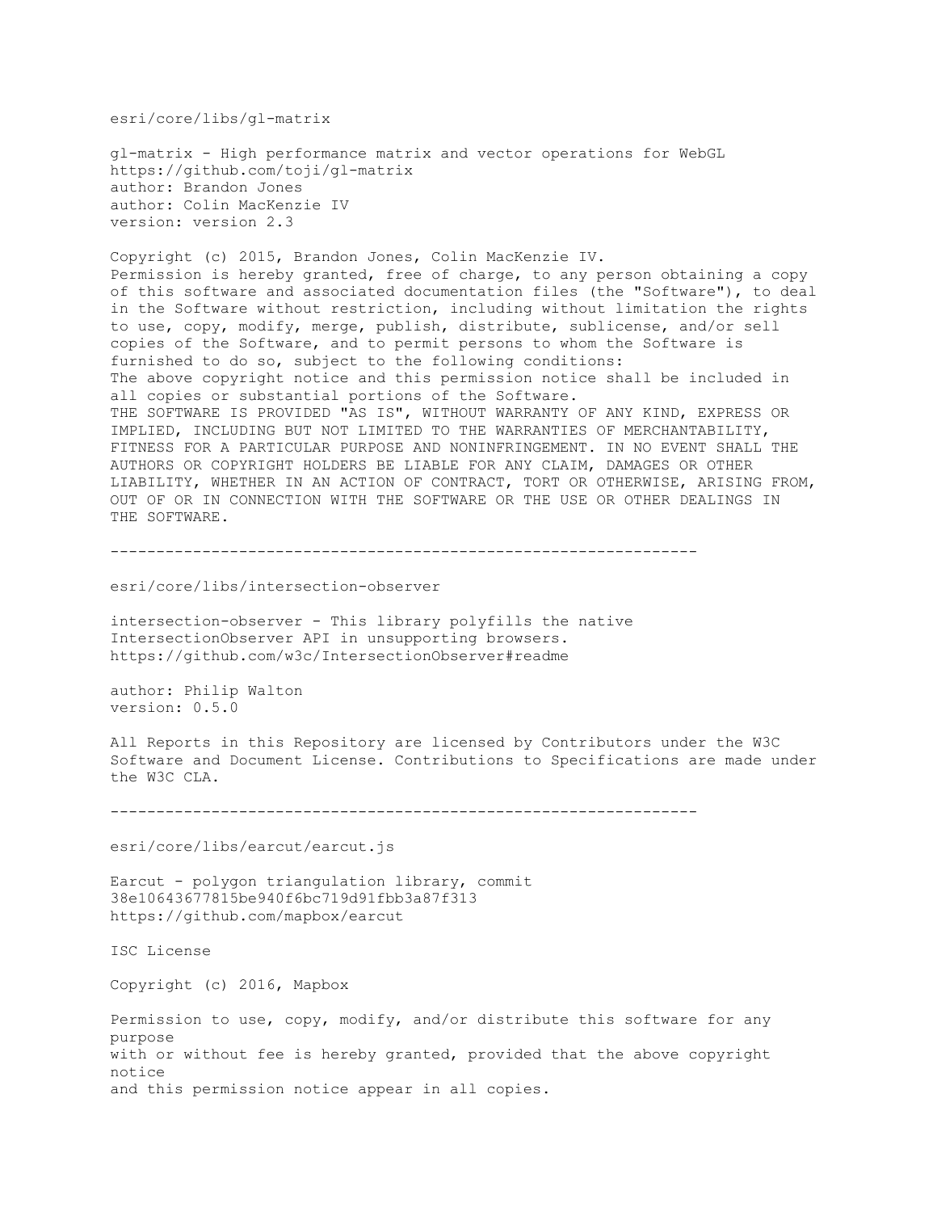esri/core/libs/gl-matrix

gl-matrix - High performance matrix and vector operations for WebGL
https://github.com/toji/gl-matrix
author: Brandon Jones
author: Colin MacKenzie IV
version: version 2.3

Copyright (c) 2015, Brandon Jones, Colin MacKenzie IV.
Permission is hereby granted, free of charge, to any person obtaining a copy of this software and associated documentation files (the "Software"), to deal in the Software without restriction, including without limitation the rights to use, copy, modify, merge, publish, distribute, sublicense, and/or sell copies of the Software, and to permit persons to whom the Software is furnished to do so, subject to the following conditions:
The above copyright notice and this permission notice shall be included in all copies or substantial portions of the Software.
THE SOFTWARE IS PROVIDED "AS IS", WITHOUT WARRANTY OF ANY KIND, EXPRESS OR IMPLIED, INCLUDING BUT NOT LIMITED TO THE WARRANTIES OF MERCHANTABILITY, FITNESS FOR A PARTICULAR PURPOSE AND NONINFRINGEMENT. IN NO EVENT SHALL THE AUTHORS OR COPYRIGHT HOLDERS BE LIABLE FOR ANY CLAIM, DAMAGES OR OTHER LIABILITY, WHETHER IN AN ACTION OF CONTRACT, TORT OR OTHERWISE, ARISING FROM, OUT OF OR IN CONNECTION WITH THE SOFTWARE OR THE USE OR OTHER DEALINGS IN THE SOFTWARE.

---

esri/core/libs/intersection-observer

intersection-observer - This library polyfills the native IntersectionObserver API in unsupporting browsers.
https://github.com/w3c/IntersectionObserver#readme

author: Philip Walton
version: 0.5.0

All Reports in this Repository are licensed by Contributors under the W3C Software and Document License. Contributions to Specifications are made under the W3C CLA.

---

esri/core/libs/earcut/earcut.js

Earcut - polygon triangulation library, commit 38e10643677815be940f6bc719d91fbb3a87f313
https://github.com/mapbox/earcut

ISC License

Copyright (c) 2016, Mapbox

Permission to use, copy, modify, and/or distribute this software for any purpose
with or without fee is hereby granted, provided that the above copyright notice
and this permission notice appear in all copies.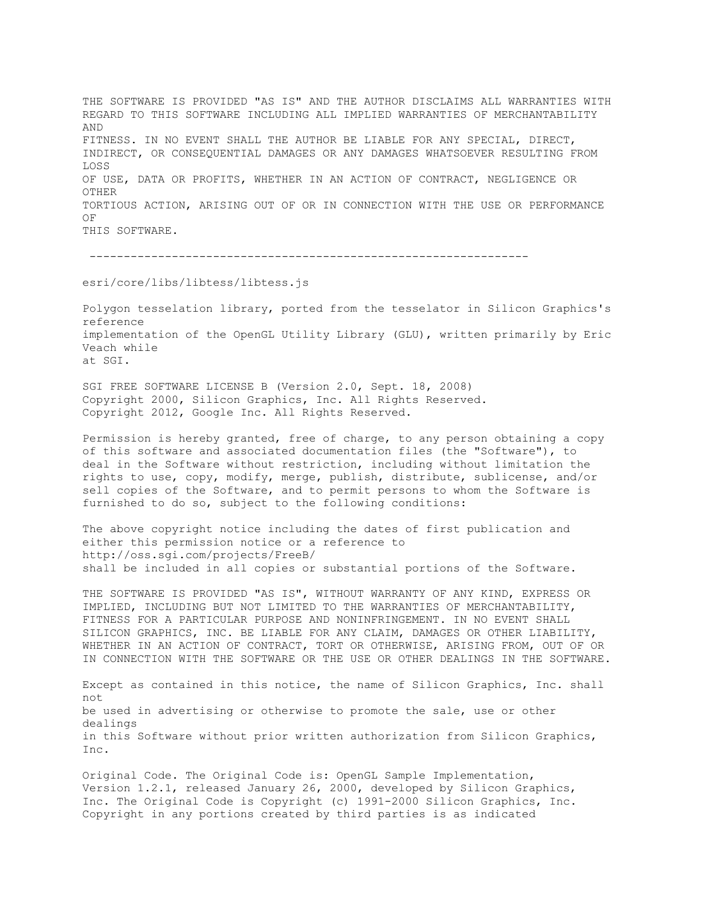THE SOFTWARE IS PROVIDED "AS IS" AND THE AUTHOR DISCLAIMS ALL WARRANTIES WITH REGARD TO THIS SOFTWARE INCLUDING ALL IMPLIED WARRANTIES OF MERCHANTABILITY AND
FITNESS. IN NO EVENT SHALL THE AUTHOR BE LIABLE FOR ANY SPECIAL, DIRECT, INDIRECT, OR CONSEQUENTIAL DAMAGES OR ANY DAMAGES WHATSOEVER RESULTING FROM LOSS
OF USE, DATA OR PROFITS, WHETHER IN AN ACTION OF CONTRACT, NEGLIGENCE OR OTHER
TORTIOUS ACTION, ARISING OUT OF OR IN CONNECTION WITH THE USE OR PERFORMANCE OF
THIS SOFTWARE.

---

esri/core/libs/libtess/libtess.js

Polygon tesselation library, ported from the tesselator in Silicon Graphics's reference
implementation of the OpenGL Utility Library (GLU), written primarily by Eric Veach while
at SGI.

SGI FREE SOFTWARE LICENSE B (Version 2.0, Sept. 18, 2008)
Copyright 2000, Silicon Graphics, Inc. All Rights Reserved.
Copyright 2012, Google Inc. All Rights Reserved.

Permission is hereby granted, free of charge, to any person obtaining a copy of this software and associated documentation files (the "Software"), to deal in the Software without restriction, including without limitation the rights to use, copy, modify, merge, publish, distribute, sublicense, and/or sell copies of the Software, and to permit persons to whom the Software is furnished to do so, subject to the following conditions:

The above copyright notice including the dates of first publication and either this permission notice or a reference to
http://oss.sgi.com/projects/FreeB/
shall be included in all copies or substantial portions of the Software.

THE SOFTWARE IS PROVIDED "AS IS", WITHOUT WARRANTY OF ANY KIND, EXPRESS OR IMPLIED, INCLUDING BUT NOT LIMITED TO THE WARRANTIES OF MERCHANTABILITY, FITNESS FOR A PARTICULAR PURPOSE AND NONINFRINGEMENT. IN NO EVENT SHALL SILICON GRAPHICS, INC. BE LIABLE FOR ANY CLAIM, DAMAGES OR OTHER LIABILITY, WHETHER IN AN ACTION OF CONTRACT, TORT OR OTHERWISE, ARISING FROM, OUT OF OR IN CONNECTION WITH THE SOFTWARE OR THE USE OR OTHER DEALINGS IN THE SOFTWARE.

Except as contained in this notice, the name of Silicon Graphics, Inc. shall not
be used in advertising or otherwise to promote the sale, use or other dealings
in this Software without prior written authorization from Silicon Graphics, Inc.

Original Code. The Original Code is: OpenGL Sample Implementation, Version 1.2.1, released January 26, 2000, developed by Silicon Graphics, Inc. The Original Code is Copyright (c) 1991-2000 Silicon Graphics, Inc. Copyright in any portions created by third parties is as indicated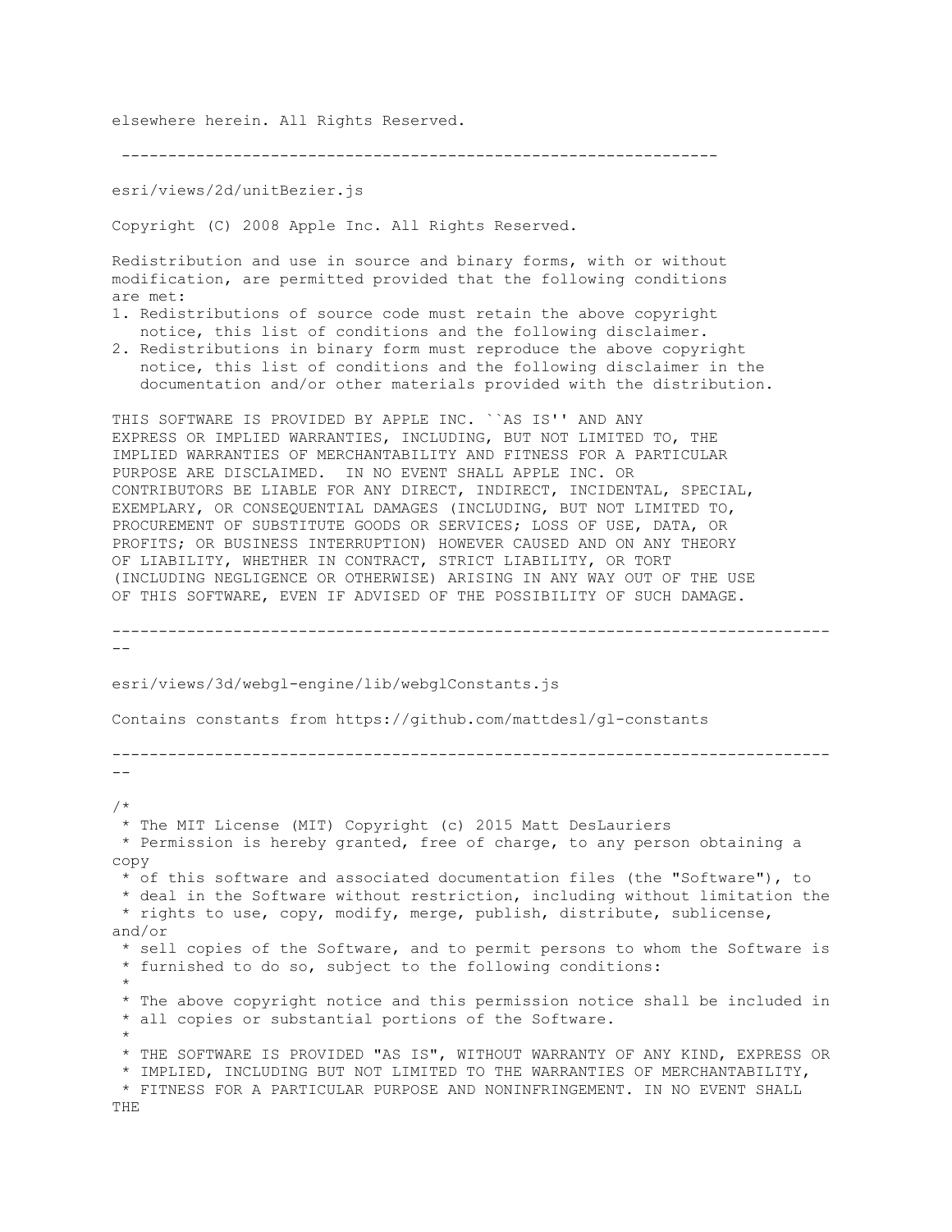elsewhere herein. All Rights Reserved.

---

esri/views/2d/unitBezier.js

Copyright (C) 2008 Apple Inc. All Rights Reserved.

Redistribution and use in source and binary forms, with or without modification, are permitted provided that the following conditions are met:

1. Redistributions of source code must retain the above copyright notice, this list of conditions and the following disclaimer.
2. Redistributions in binary form must reproduce the above copyright notice, this list of conditions and the following disclaimer in the documentation and/or other materials provided with the distribution.

THIS SOFTWARE IS PROVIDED BY APPLE INC. ``AS IS'' AND ANY EXPRESS OR IMPLIED WARRANTIES, INCLUDING, BUT NOT LIMITED TO, THE IMPLIED WARRANTIES OF MERCHANTABILITY AND FITNESS FOR A PARTICULAR PURPOSE ARE DISCLAIMED. IN NO EVENT SHALL APPLE INC. OR CONTRIBUTORS BE LIABLE FOR ANY DIRECT, INDIRECT, INCIDENTAL, SPECIAL, EXEMPLARY, OR CONSEQUENTIAL DAMAGES (INCLUDING, BUT NOT LIMITED TO, PROCUREMENT OF SUBSTITUTE GOODS OR SERVICES; LOSS OF USE, DATA, OR PROFITS; OR BUSINESS INTERRUPTION) HOWEVER CAUSED AND ON ANY THEORY OF LIABILITY, WHETHER IN CONTRACT, STRICT LIABILITY, OR TORT (INCLUDING NEGLIGENCE OR OTHERWISE) ARISING IN ANY WAY OUT OF THE USE OF THIS SOFTWARE, EVEN IF ADVISED OF THE POSSIBILITY OF SUCH DAMAGE.

---

esri/views/3d/webgl-engine/lib/webglConstants.js

Contains constants from https://github.com/mattdesl/gl-constants

---

```
/*
 * The MIT License (MIT) Copyright (c) 2015 Matt DesLauriers
 * Permission is hereby granted, free of charge, to any person obtaining a copy
 * of this software and associated documentation files (the "Software"), to
 * deal in the Software without restriction, including without limitation the
 * rights to use, copy, modify, merge, publish, distribute, sublicense, and/or
 * sell copies of the Software, and to permit persons to whom the Software is
 * furnished to do so, subject to the following conditions:
 *
 * The above copyright notice and this permission notice shall be included in
 * all copies or substantial portions of the Software.
 *
 * THE SOFTWARE IS PROVIDED "AS IS", WITHOUT WARRANTY OF ANY KIND, EXPRESS OR
 * IMPLIED, INCLUDING BUT NOT LIMITED TO THE WARRANTIES OF MERCHANTABILITY,
 * FITNESS FOR A PARTICULAR PURPOSE AND NONINFRINGEMENT. IN NO EVENT SHALL THE
```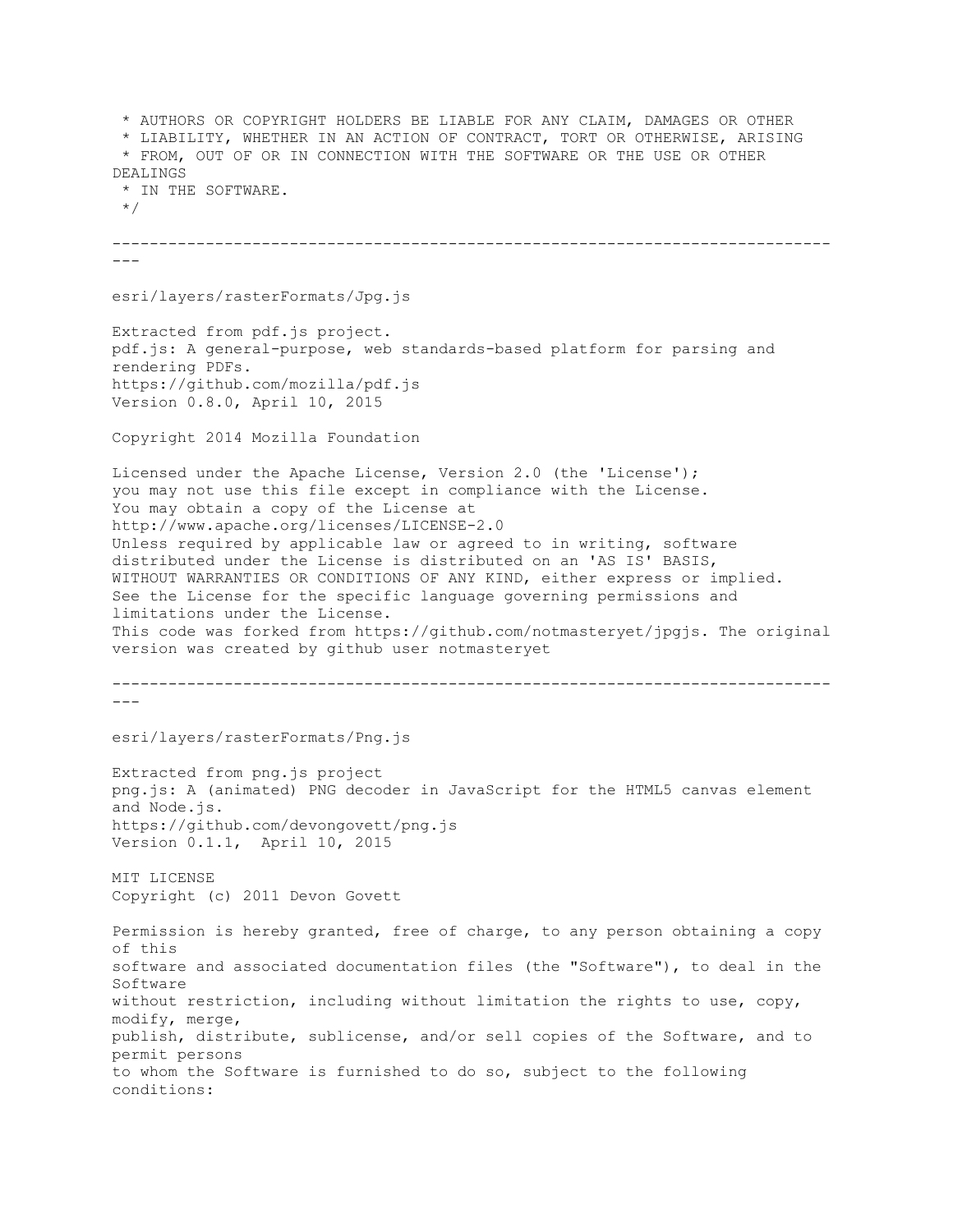* AUTHORS OR COPYRIGHT HOLDERS BE LIABLE FOR ANY CLAIM, DAMAGES OR OTHER
 * LIABILITY, WHETHER IN AN ACTION OF CONTRACT, TORT OR OTHERWISE, ARISING
 * FROM, OUT OF OR IN CONNECTION WITH THE SOFTWARE OR THE USE OR OTHER DEALINGS
 * IN THE SOFTWARE.
 */

---

esri/layers/rasterFormats/Jpg.js

Extracted from pdf.js project.
pdf.js: A general-purpose, web standards-based platform for parsing and rendering PDFs.
https://github.com/mozilla/pdf.js
Version 0.8.0, April 10, 2015

Copyright 2014 Mozilla Foundation

Licensed under the Apache License, Version 2.0 (the 'License');
you may not use this file except in compliance with the License.
You may obtain a copy of the License at
http://www.apache.org/licenses/LICENSE-2.0
Unless required by applicable law or agreed to in writing, software
distributed under the License is distributed on an 'AS IS' BASIS,
WITHOUT WARRANTIES OR CONDITIONS OF ANY KIND, either express or implied.
See the License for the specific language governing permissions and
limitations under the License.
This code was forked from https://github.com/notmasteryet/jpgjs. The original version was created by github user notmasteryet

---

esri/layers/rasterFormats/Png.js

Extracted from png.js project
png.js: A (animated) PNG decoder in JavaScript for the HTML5 canvas element and Node.js.
https://github.com/devongovett/png.js
Version 0.1.1, April 10, 2015

MIT LICENSE
Copyright (c) 2011 Devon Govett

Permission is hereby granted, free of charge, to any person obtaining a copy of this
software and associated documentation files (the "Software"), to deal in the Software
without restriction, including without limitation the rights to use, copy, modify, merge,
publish, distribute, sublicense, and/or sell copies of the Software, and to permit persons
to whom the Software is furnished to do so, subject to the following conditions: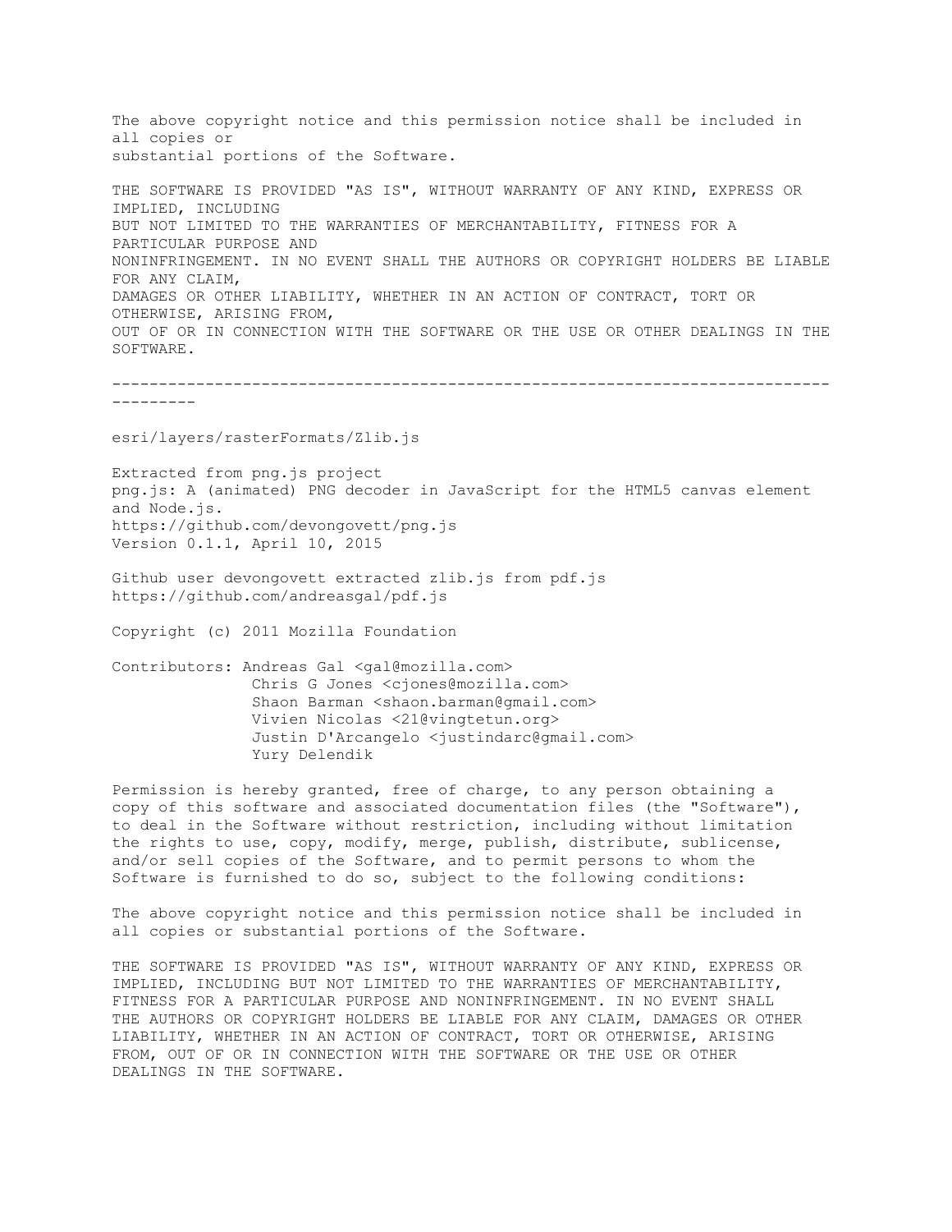The above copyright notice and this permission notice shall be included in all copies or
substantial portions of the Software.

THE SOFTWARE IS PROVIDED "AS IS", WITHOUT WARRANTY OF ANY KIND, EXPRESS OR IMPLIED, INCLUDING
BUT NOT LIMITED TO THE WARRANTIES OF MERCHANTABILITY, FITNESS FOR A PARTICULAR PURPOSE AND
NONINFRINGEMENT. IN NO EVENT SHALL THE AUTHORS OR COPYRIGHT HOLDERS BE LIABLE FOR ANY CLAIM,
DAMAGES OR OTHER LIABILITY, WHETHER IN AN ACTION OF CONTRACT, TORT OR OTHERWISE, ARISING FROM,
OUT OF OR IN CONNECTION WITH THE SOFTWARE OR THE USE OR OTHER DEALINGS IN THE SOFTWARE.

--------------------------------------------------------------------------------------

esri/layers/rasterFormats/Zlib.js

Extracted from png.js project
png.js: A (animated) PNG decoder in JavaScript for the HTML5 canvas element and Node.js.
https://github.com/devongovett/png.js
Version 0.1.1, April 10, 2015

Github user devongovett extracted zlib.js from pdf.js
https://github.com/andreasgal/pdf.js

Copyright (c) 2011 Mozilla Foundation

Contributors: Andreas Gal <gal@mozilla.com>
Chris G Jones <cjones@mozilla.com>
Shaon Barman <shaon.barman@gmail.com>
Vivien Nicolas <21@vingtetun.org>
Justin D'Arcangelo <justindarc@gmail.com>
Yury Delendik

Permission is hereby granted, free of charge, to any person obtaining a copy of this software and associated documentation files (the "Software"), to deal in the Software without restriction, including without limitation the rights to use, copy, modify, merge, publish, distribute, sublicense, and/or sell copies of the Software, and to permit persons to whom the Software is furnished to do so, subject to the following conditions:

The above copyright notice and this permission notice shall be included in all copies or substantial portions of the Software.

THE SOFTWARE IS PROVIDED "AS IS", WITHOUT WARRANTY OF ANY KIND, EXPRESS OR IMPLIED, INCLUDING BUT NOT LIMITED TO THE WARRANTIES OF MERCHANTABILITY, FITNESS FOR A PARTICULAR PURPOSE AND NONINFRINGEMENT. IN NO EVENT SHALL THE AUTHORS OR COPYRIGHT HOLDERS BE LIABLE FOR ANY CLAIM, DAMAGES OR OTHER LIABILITY, WHETHER IN AN ACTION OF CONTRACT, TORT OR OTHERWISE, ARISING FROM, OUT OF OR IN CONNECTION WITH THE SOFTWARE OR THE USE OR OTHER DEALINGS IN THE SOFTWARE.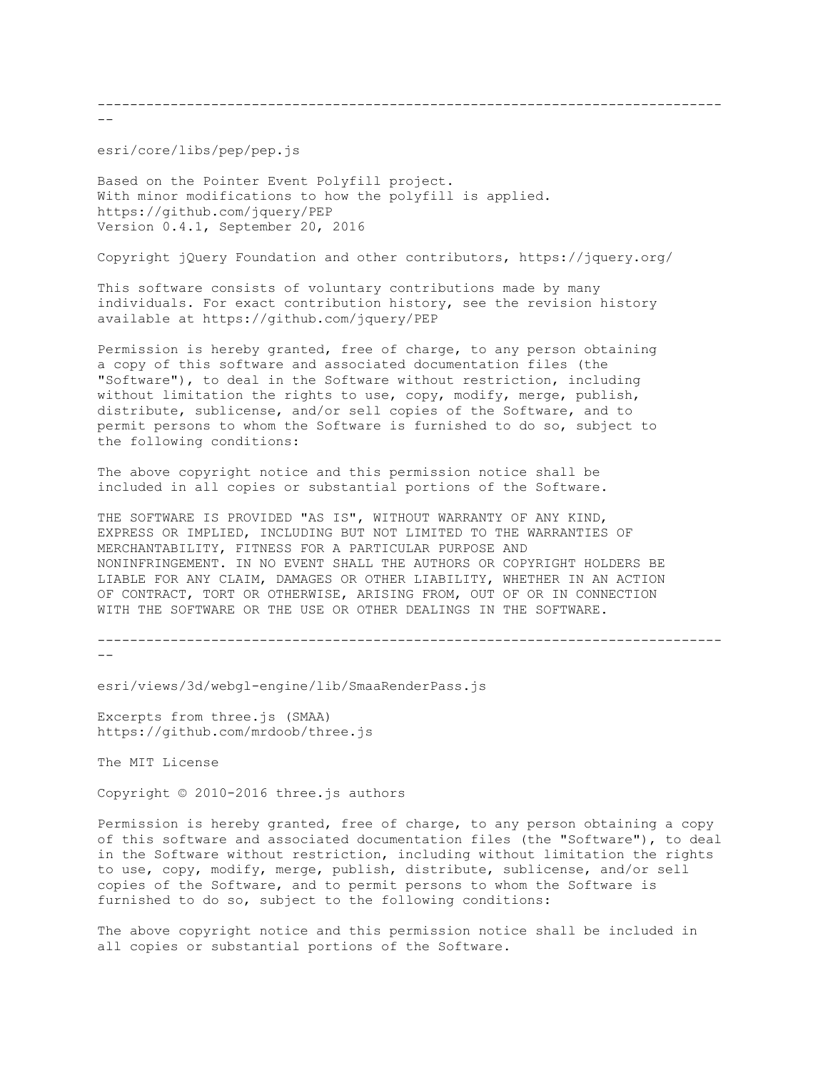--------------------------------------------------------------------------------

esri/core/libs/pep/pep.js

Based on the Pointer Event Polyfill project.
With minor modifications to how the polyfill is applied.
https://github.com/jquery/PEP
Version 0.4.1, September 20, 2016

Copyright jQuery Foundation and other contributors, https://jquery.org/

This software consists of voluntary contributions made by many individuals. For exact contribution history, see the revision history available at https://github.com/jquery/PEP

Permission is hereby granted, free of charge, to any person obtaining a copy of this software and associated documentation files (the "Software"), to deal in the Software without restriction, including without limitation the rights to use, copy, modify, merge, publish, distribute, sublicense, and/or sell copies of the Software, and to permit persons to whom the Software is furnished to do so, subject to the following conditions:

The above copyright notice and this permission notice shall be included in all copies or substantial portions of the Software.

THE SOFTWARE IS PROVIDED "AS IS", WITHOUT WARRANTY OF ANY KIND, EXPRESS OR IMPLIED, INCLUDING BUT NOT LIMITED TO THE WARRANTIES OF MERCHANTABILITY, FITNESS FOR A PARTICULAR PURPOSE AND NONINFRINGEMENT. IN NO EVENT SHALL THE AUTHORS OR COPYRIGHT HOLDERS BE LIABLE FOR ANY CLAIM, DAMAGES OR OTHER LIABILITY, WHETHER IN AN ACTION OF CONTRACT, TORT OR OTHERWISE, ARISING FROM, OUT OF OR IN CONNECTION WITH THE SOFTWARE OR THE USE OR OTHER DEALINGS IN THE SOFTWARE.

--------------------------------------------------------------------------------

esri/views/3d/webgl-engine/lib/SmaaRenderPass.js

Excerpts from three.js (SMAA)
https://github.com/mrdoob/three.js

The MIT License

Copyright © 2010-2016 three.js authors

Permission is hereby granted, free of charge, to any person obtaining a copy of this software and associated documentation files (the "Software"), to deal in the Software without restriction, including without limitation the rights to use, copy, modify, merge, publish, distribute, sublicense, and/or sell copies of the Software, and to permit persons to whom the Software is furnished to do so, subject to the following conditions:

The above copyright notice and this permission notice shall be included in all copies or substantial portions of the Software.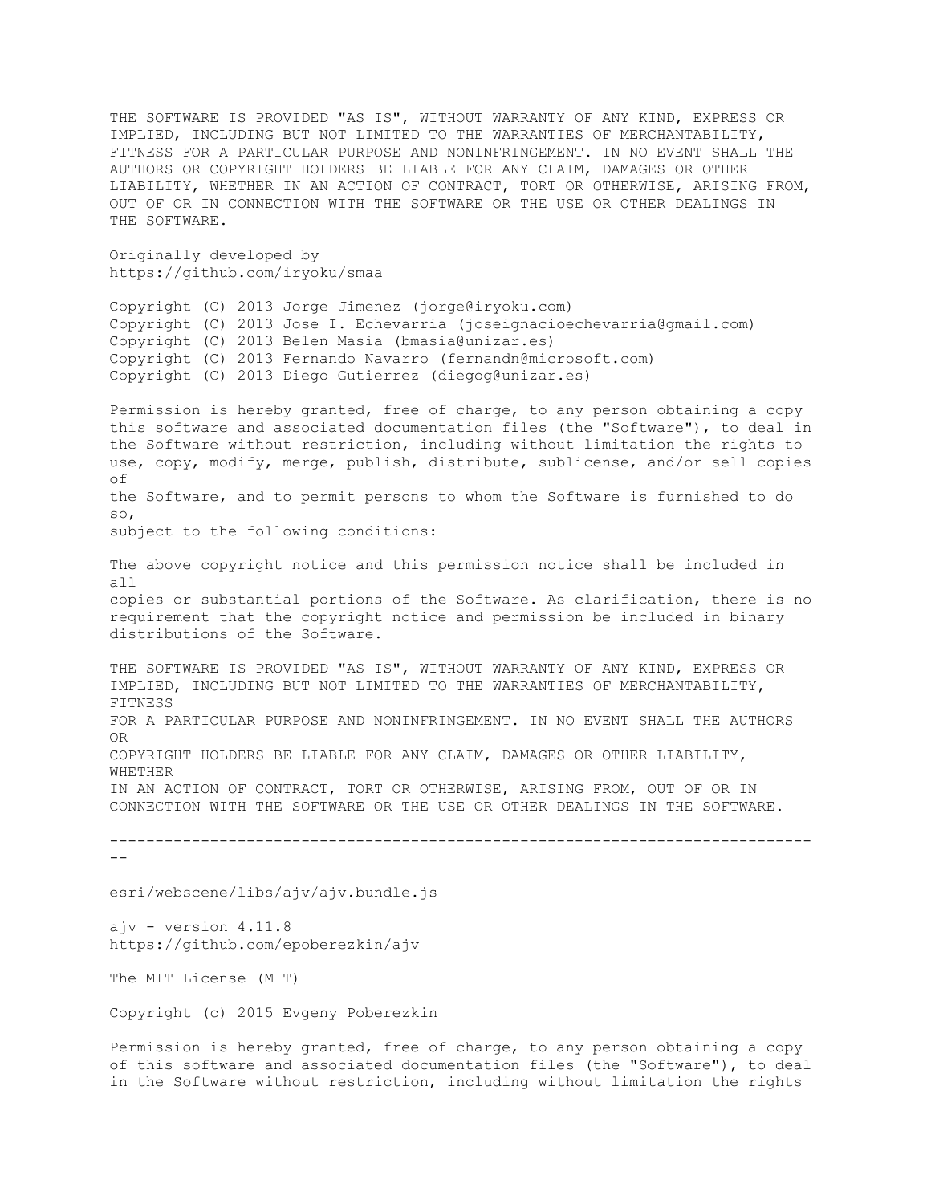THE SOFTWARE IS PROVIDED "AS IS", WITHOUT WARRANTY OF ANY KIND, EXPRESS OR IMPLIED, INCLUDING BUT NOT LIMITED TO THE WARRANTIES OF MERCHANTABILITY, FITNESS FOR A PARTICULAR PURPOSE AND NONINFRINGEMENT. IN NO EVENT SHALL THE AUTHORS OR COPYRIGHT HOLDERS BE LIABLE FOR ANY CLAIM, DAMAGES OR OTHER LIABILITY, WHETHER IN AN ACTION OF CONTRACT, TORT OR OTHERWISE, ARISING FROM, OUT OF OR IN CONNECTION WITH THE SOFTWARE OR THE USE OR OTHER DEALINGS IN THE SOFTWARE.

Originally developed by
https://github.com/iryoku/smaa

Copyright (C) 2013 Jorge Jimenez (jorge@iryoku.com)
Copyright (C) 2013 Jose I. Echevarria (joseignacioechevarria@gmail.com)
Copyright (C) 2013 Belen Masia (bmasia@unizar.es)
Copyright (C) 2013 Fernando Navarro (fernandn@microsoft.com)
Copyright (C) 2013 Diego Gutierrez (diegog@unizar.es)

Permission is hereby granted, free of charge, to any person obtaining a copy this software and associated documentation files (the "Software"), to deal in the Software without restriction, including without limitation the rights to use, copy, modify, merge, publish, distribute, sublicense, and/or sell copies of the Software, and to permit persons to whom the Software is furnished to do so, subject to the following conditions:

The above copyright notice and this permission notice shall be included in all copies or substantial portions of the Software. As clarification, there is no requirement that the copyright notice and permission be included in binary distributions of the Software.

THE SOFTWARE IS PROVIDED "AS IS", WITHOUT WARRANTY OF ANY KIND, EXPRESS OR IMPLIED, INCLUDING BUT NOT LIMITED TO THE WARRANTIES OF MERCHANTABILITY, FITNESS FOR A PARTICULAR PURPOSE AND NONINFRINGEMENT. IN NO EVENT SHALL THE AUTHORS OR COPYRIGHT HOLDERS BE LIABLE FOR ANY CLAIM, DAMAGES OR OTHER LIABILITY, WHETHER IN AN ACTION OF CONTRACT, TORT OR OTHERWISE, ARISING FROM, OUT OF OR IN CONNECTION WITH THE SOFTWARE OR THE USE OR OTHER DEALINGS IN THE SOFTWARE.

---

esri/webscene/libs/ajv/ajv.bundle.js

ajv - version 4.11.8
https://github.com/epoberezkin/ajv

The MIT License (MIT)

Copyright (c) 2015 Evgeny Poberezkin

Permission is hereby granted, free of charge, to any person obtaining a copy of this software and associated documentation files (the "Software"), to deal in the Software without restriction, including without limitation the rights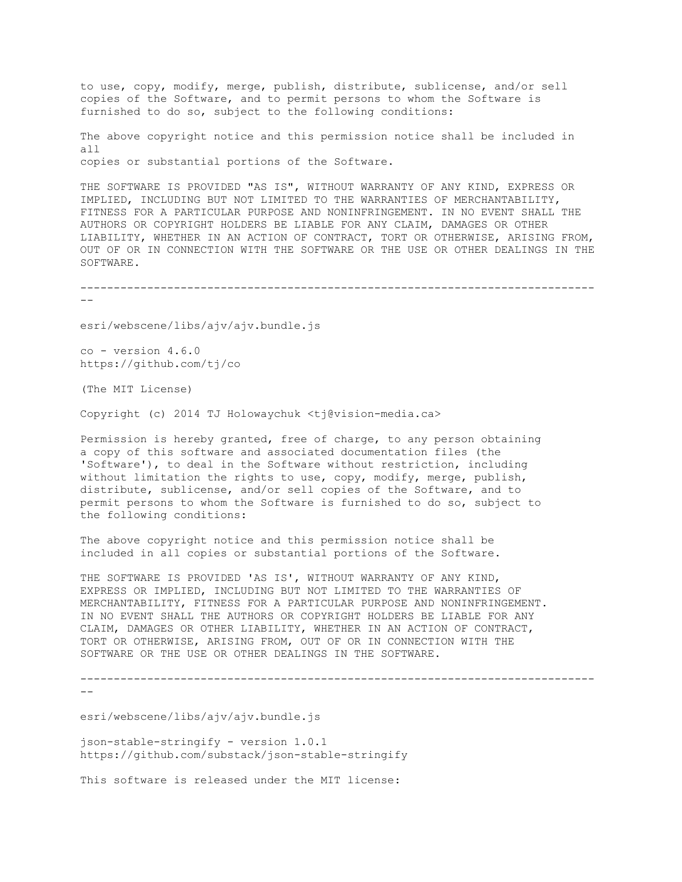to use, copy, modify, merge, publish, distribute, sublicense, and/or sell
copies of the Software, and to permit persons to whom the Software is
furnished to do so, subject to the following conditions:

The above copyright notice and this permission notice shall be included in all
copies or substantial portions of the Software.

THE SOFTWARE IS PROVIDED "AS IS", WITHOUT WARRANTY OF ANY KIND, EXPRESS OR
IMPLIED, INCLUDING BUT NOT LIMITED TO THE WARRANTIES OF MERCHANTABILITY,
FITNESS FOR A PARTICULAR PURPOSE AND NONINFRINGEMENT. IN NO EVENT SHALL THE
AUTHORS OR COPYRIGHT HOLDERS BE LIABLE FOR ANY CLAIM, DAMAGES OR OTHER
LIABILITY, WHETHER IN AN ACTION OF CONTRACT, TORT OR OTHERWISE, ARISING FROM,
OUT OF OR IN CONNECTION WITH THE SOFTWARE OR THE USE OR OTHER DEALINGS IN THE
SOFTWARE.

--------------------------------------------------------------------------------

esri/webscene/libs/ajv/ajv.bundle.js

co - version 4.6.0
https://github.com/tj/co

(The MIT License)

Copyright (c) 2014 TJ Holowaychuk <tj@vision-media.ca>

Permission is hereby granted, free of charge, to any person obtaining
a copy of this software and associated documentation files (the
'Software'), to deal in the Software without restriction, including
without limitation the rights to use, copy, modify, merge, publish,
distribute, sublicense, and/or sell copies of the Software, and to
permit persons to whom the Software is furnished to do so, subject to
the following conditions:

The above copyright notice and this permission notice shall be
included in all copies or substantial portions of the Software.

THE SOFTWARE IS PROVIDED 'AS IS', WITHOUT WARRANTY OF ANY KIND,
EXPRESS OR IMPLIED, INCLUDING BUT NOT LIMITED TO THE WARRANTIES OF
MERCHANTABILITY, FITNESS FOR A PARTICULAR PURPOSE AND NONINFRINGEMENT.
IN NO EVENT SHALL THE AUTHORS OR COPYRIGHT HOLDERS BE LIABLE FOR ANY
CLAIM, DAMAGES OR OTHER LIABILITY, WHETHER IN AN ACTION OF CONTRACT,
TORT OR OTHERWISE, ARISING FROM, OUT OF OR IN CONNECTION WITH THE
SOFTWARE OR THE USE OR OTHER DEALINGS IN THE SOFTWARE.

--------------------------------------------------------------------------------

esri/webscene/libs/ajv/ajv.bundle.js

json-stable-stringify - version 1.0.1
https://github.com/substack/json-stable-stringify

This software is released under the MIT license: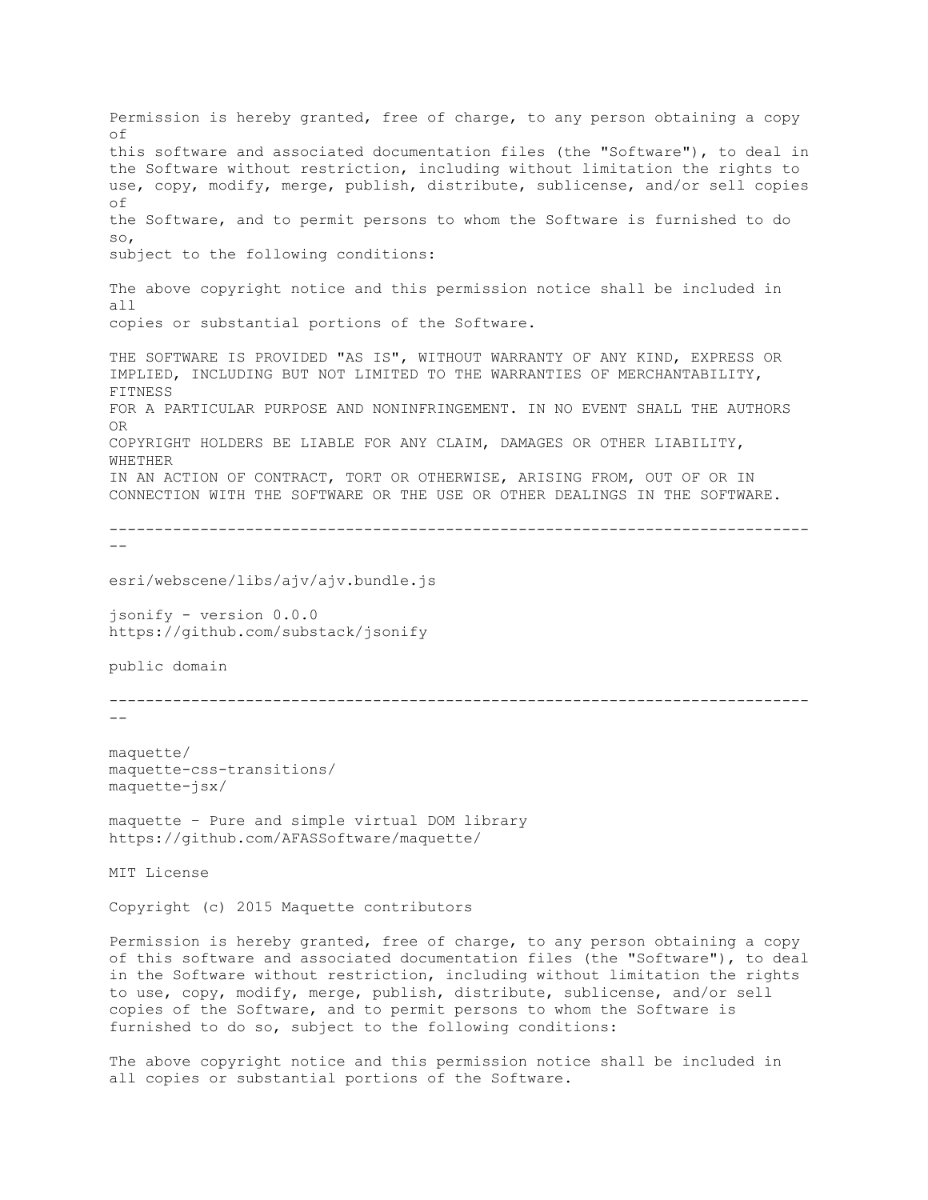Permission is hereby granted, free of charge, to any person obtaining a copy of
this software and associated documentation files (the "Software"), to deal in the Software without restriction, including without limitation the rights to use, copy, modify, merge, publish, distribute, sublicense, and/or sell copies of
the Software, and to permit persons to whom the Software is furnished to do so,
subject to the following conditions:

The above copyright notice and this permission notice shall be included in all
copies or substantial portions of the Software.

THE SOFTWARE IS PROVIDED "AS IS", WITHOUT WARRANTY OF ANY KIND, EXPRESS OR IMPLIED, INCLUDING BUT NOT LIMITED TO THE WARRANTIES OF MERCHANTABILITY, FITNESS
FOR A PARTICULAR PURPOSE AND NONINFRINGEMENT. IN NO EVENT SHALL THE AUTHORS OR
COPYRIGHT HOLDERS BE LIABLE FOR ANY CLAIM, DAMAGES OR OTHER LIABILITY, WHETHER
IN AN ACTION OF CONTRACT, TORT OR OTHERWISE, ARISING FROM, OUT OF OR IN CONNECTION WITH THE SOFTWARE OR THE USE OR OTHER DEALINGS IN THE SOFTWARE.

---

esri/webscene/libs/ajv/ajv.bundle.js

jsonify - version 0.0.0
https://github.com/substack/jsonify

public domain

---

maquette/
maquette-css-transitions/
maquette-jsx/

maquette - Pure and simple virtual DOM library
https://github.com/AFASSoftware/maquette/

MIT License

Copyright (c) 2015 Maquette contributors

Permission is hereby granted, free of charge, to any person obtaining a copy of this software and associated documentation files (the "Software"), to deal in the Software without restriction, including without limitation the rights to use, copy, modify, merge, publish, distribute, sublicense, and/or sell copies of the Software, and to permit persons to whom the Software is furnished to do so, subject to the following conditions:

The above copyright notice and this permission notice shall be included in all copies or substantial portions of the Software.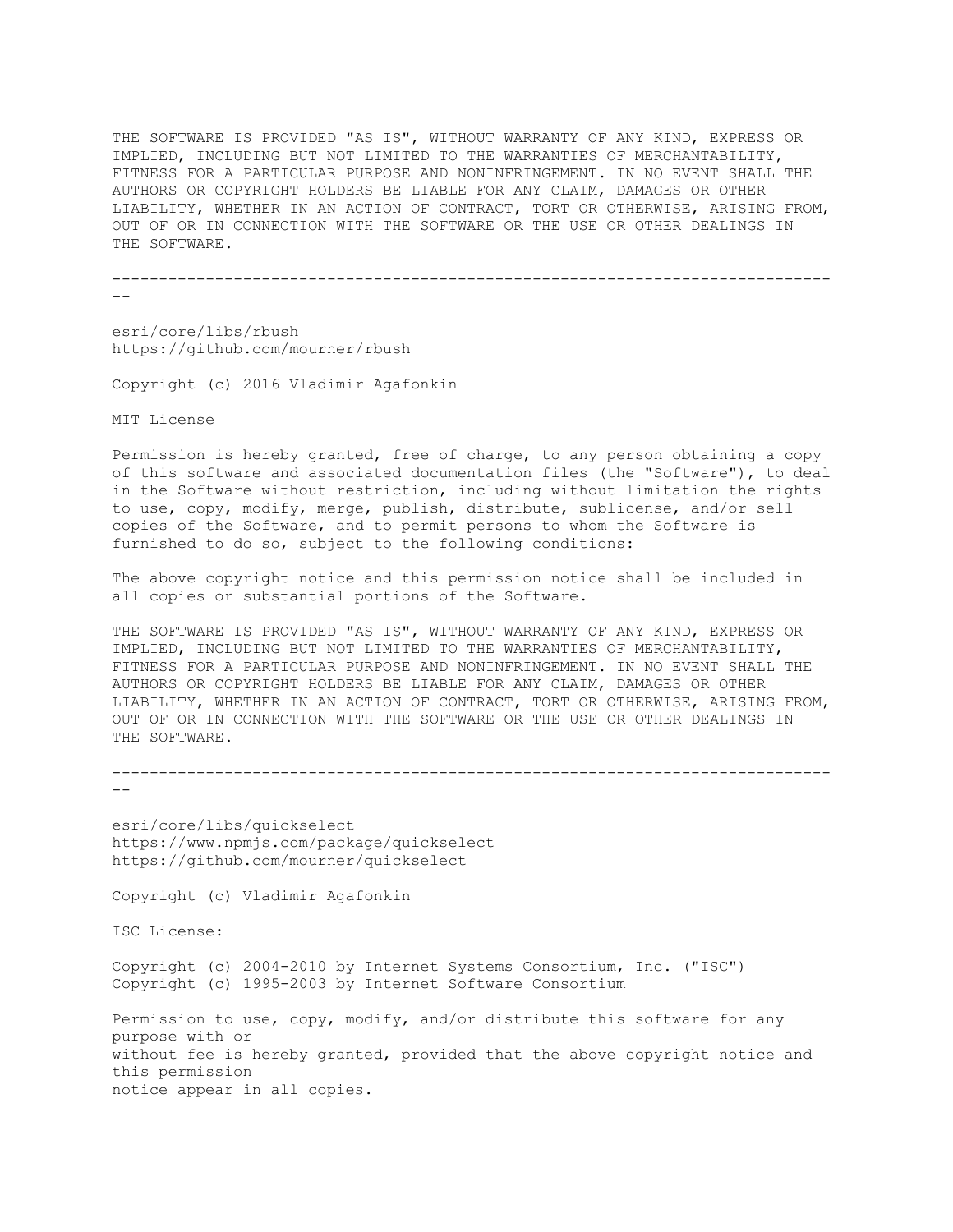THE SOFTWARE IS PROVIDED "AS IS", WITHOUT WARRANTY OF ANY KIND, EXPRESS OR IMPLIED, INCLUDING BUT NOT LIMITED TO THE WARRANTIES OF MERCHANTABILITY, FITNESS FOR A PARTICULAR PURPOSE AND NONINFRINGEMENT. IN NO EVENT SHALL THE AUTHORS OR COPYRIGHT HOLDERS BE LIABLE FOR ANY CLAIM, DAMAGES OR OTHER LIABILITY, WHETHER IN AN ACTION OF CONTRACT, TORT OR OTHERWISE, ARISING FROM, OUT OF OR IN CONNECTION WITH THE SOFTWARE OR THE USE OR OTHER DEALINGS IN THE SOFTWARE.

-------------------------------------------------------------------------------

esri/core/libs/rbush
https://github.com/mourner/rbush

Copyright (c) 2016 Vladimir Agafonkin

MIT License

Permission is hereby granted, free of charge, to any person obtaining a copy of this software and associated documentation files (the "Software"), to deal in the Software without restriction, including without limitation the rights to use, copy, modify, merge, publish, distribute, sublicense, and/or sell copies of the Software, and to permit persons to whom the Software is furnished to do so, subject to the following conditions:

The above copyright notice and this permission notice shall be included in all copies or substantial portions of the Software.

THE SOFTWARE IS PROVIDED "AS IS", WITHOUT WARRANTY OF ANY KIND, EXPRESS OR IMPLIED, INCLUDING BUT NOT LIMITED TO THE WARRANTIES OF MERCHANTABILITY, FITNESS FOR A PARTICULAR PURPOSE AND NONINFRINGEMENT. IN NO EVENT SHALL THE AUTHORS OR COPYRIGHT HOLDERS BE LIABLE FOR ANY CLAIM, DAMAGES OR OTHER LIABILITY, WHETHER IN AN ACTION OF CONTRACT, TORT OR OTHERWISE, ARISING FROM, OUT OF OR IN CONNECTION WITH THE SOFTWARE OR THE USE OR OTHER DEALINGS IN THE SOFTWARE.

-------------------------------------------------------------------------------

esri/core/libs/quickselect
https://www.npmjs.com/package/quickselect
https://github.com/mourner/quickselect

Copyright (c) Vladimir Agafonkin

ISC License:

Copyright (c) 2004-2010 by Internet Systems Consortium, Inc. ("ISC")
Copyright (c) 1995-2003 by Internet Software Consortium

Permission to use, copy, modify, and/or distribute this software for any purpose with or without fee is hereby granted, provided that the above copyright notice and this permission notice appear in all copies.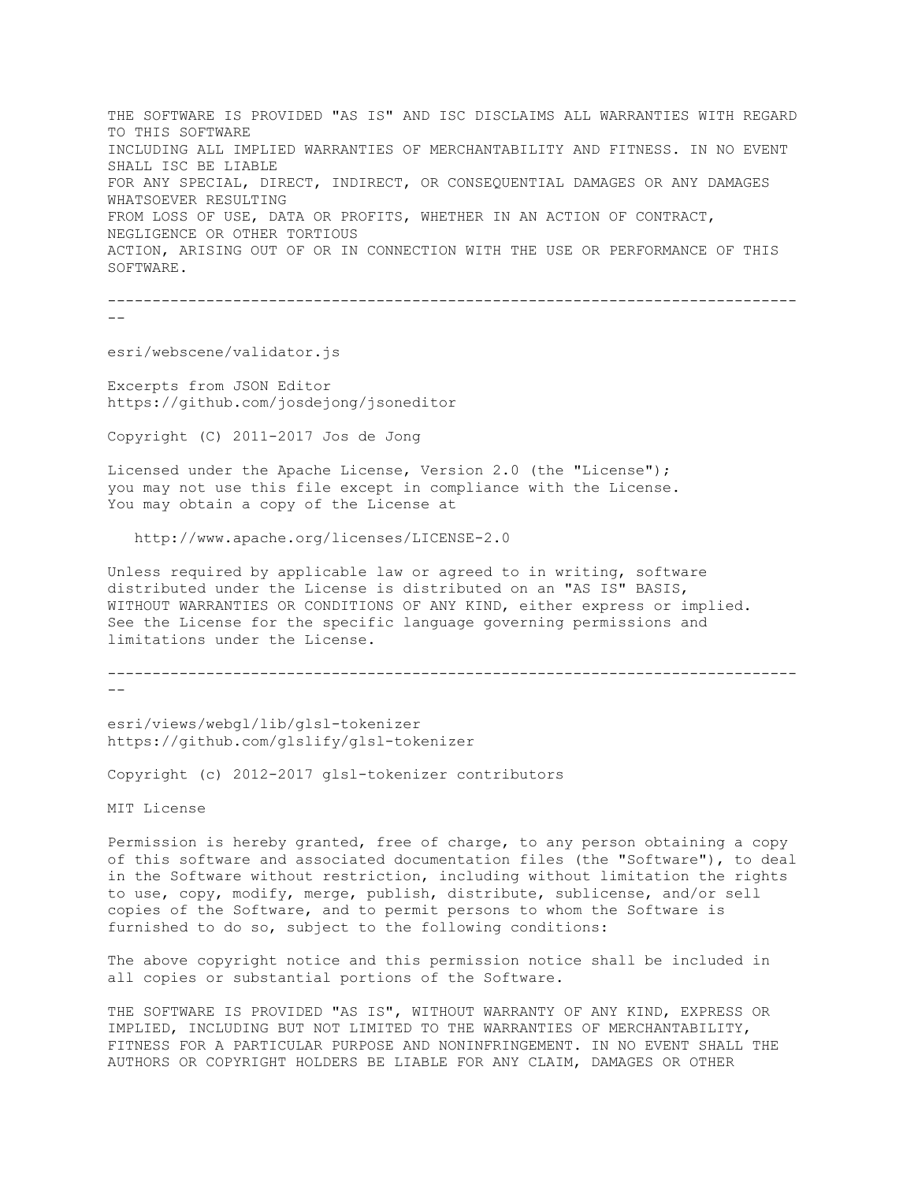THE SOFTWARE IS PROVIDED "AS IS" AND ISC DISCLAIMS ALL WARRANTIES WITH REGARD TO THIS SOFTWARE
INCLUDING ALL IMPLIED WARRANTIES OF MERCHANTABILITY AND FITNESS. IN NO EVENT SHALL ISC BE LIABLE
FOR ANY SPECIAL, DIRECT, INDIRECT, OR CONSEQUENTIAL DAMAGES OR ANY DAMAGES WHATSOEVER RESULTING
FROM LOSS OF USE, DATA OR PROFITS, WHETHER IN AN ACTION OF CONTRACT, NEGLIGENCE OR OTHER TORTIOUS
ACTION, ARISING OUT OF OR IN CONNECTION WITH THE USE OR PERFORMANCE OF THIS SOFTWARE.

--------------------------------------------------------------------------------

esri/webscene/validator.js

Excerpts from JSON Editor
https://github.com/josdejong/jsoneditor

Copyright (C) 2011-2017 Jos de Jong

Licensed under the Apache License, Version 2.0 (the "License");
you may not use this file except in compliance with the License.
You may obtain a copy of the License at

http://www.apache.org/licenses/LICENSE-2.0

Unless required by applicable law or agreed to in writing, software
distributed under the License is distributed on an "AS IS" BASIS,
WITHOUT WARRANTIES OR CONDITIONS OF ANY KIND, either express or implied.
See the License for the specific language governing permissions and
limitations under the License.

--------------------------------------------------------------------------------

esri/views/webgl/lib/glsl-tokenizer
https://github.com/glslify/glsl-tokenizer

Copyright (c) 2012-2017 glsl-tokenizer contributors

MIT License

Permission is hereby granted, free of charge, to any person obtaining a copy
of this software and associated documentation files (the "Software"), to deal
in the Software without restriction, including without limitation the rights
to use, copy, modify, merge, publish, distribute, sublicense, and/or sell
copies of the Software, and to permit persons to whom the Software is
furnished to do so, subject to the following conditions:

The above copyright notice and this permission notice shall be included in
all copies or substantial portions of the Software.

THE SOFTWARE IS PROVIDED "AS IS", WITHOUT WARRANTY OF ANY KIND, EXPRESS OR
IMPLIED, INCLUDING BUT NOT LIMITED TO THE WARRANTIES OF MERCHANTABILITY,
FITNESS FOR A PARTICULAR PURPOSE AND NONINFRINGEMENT. IN NO EVENT SHALL THE
AUTHORS OR COPYRIGHT HOLDERS BE LIABLE FOR ANY CLAIM, DAMAGES OR OTHER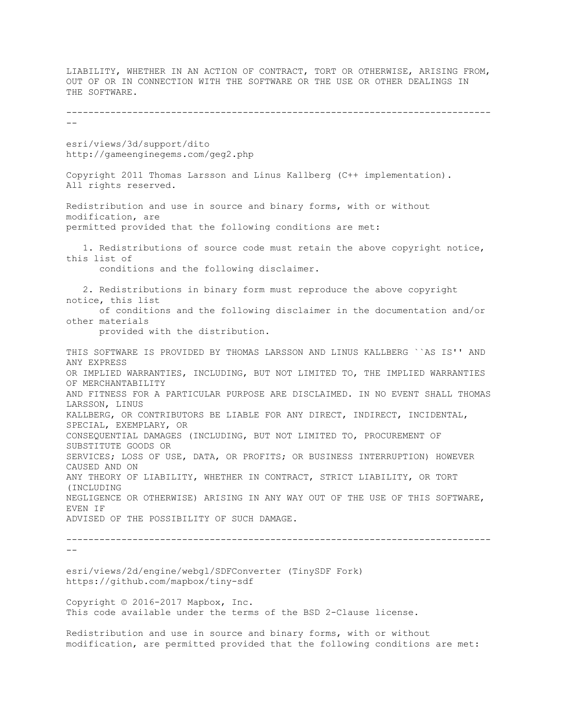LIABILITY, WHETHER IN AN ACTION OF CONTRACT, TORT OR OTHERWISE, ARISING FROM, OUT OF OR IN CONNECTION WITH THE SOFTWARE OR THE USE OR OTHER DEALINGS IN THE SOFTWARE.

--------------------------------------------------------------------------------

esri/views/3d/support/dito
http://gameenginegems.com/geg2.php

Copyright 2011 Thomas Larsson and Linus Kallberg (C++ implementation).
All rights reserved.

Redistribution and use in source and binary forms, with or without modification, are permitted provided that the following conditions are met:

1. Redistributions of source code must retain the above copyright notice, this list of conditions and the following disclaimer.

2. Redistributions in binary form must reproduce the above copyright notice, this list of conditions and the following disclaimer in the documentation and/or other materials provided with the distribution.

THIS SOFTWARE IS PROVIDED BY THOMAS LARSSON AND LINUS KALLBERG ``AS IS'' AND ANY EXPRESS OR IMPLIED WARRANTIES, INCLUDING, BUT NOT LIMITED TO, THE IMPLIED WARRANTIES OF MERCHANTABILITY AND FITNESS FOR A PARTICULAR PURPOSE ARE DISCLAIMED. IN NO EVENT SHALL THOMAS LARSSON, LINUS KALLBERG, OR CONTRIBUTORS BE LIABLE FOR ANY DIRECT, INDIRECT, INCIDENTAL, SPECIAL, EXEMPLARY, OR CONSEQUENTIAL DAMAGES (INCLUDING, BUT NOT LIMITED TO, PROCUREMENT OF SUBSTITUTE GOODS OR SERVICES; LOSS OF USE, DATA, OR PROFITS; OR BUSINESS INTERRUPTION) HOWEVER CAUSED AND ON ANY THEORY OF LIABILITY, WHETHER IN CONTRACT, STRICT LIABILITY, OR TORT (INCLUDING NEGLIGENCE OR OTHERWISE) ARISING IN ANY WAY OUT OF THE USE OF THIS SOFTWARE, EVEN IF ADVISED OF THE POSSIBILITY OF SUCH DAMAGE.

--------------------------------------------------------------------------------

esri/views/2d/engine/webgl/SDFConverter (TinySDF Fork)
https://github.com/mapbox/tiny-sdf

Copyright © 2016-2017 Mapbox, Inc.
This code available under the terms of the BSD 2-Clause license.

Redistribution and use in source and binary forms, with or without modification, are permitted provided that the following conditions are met: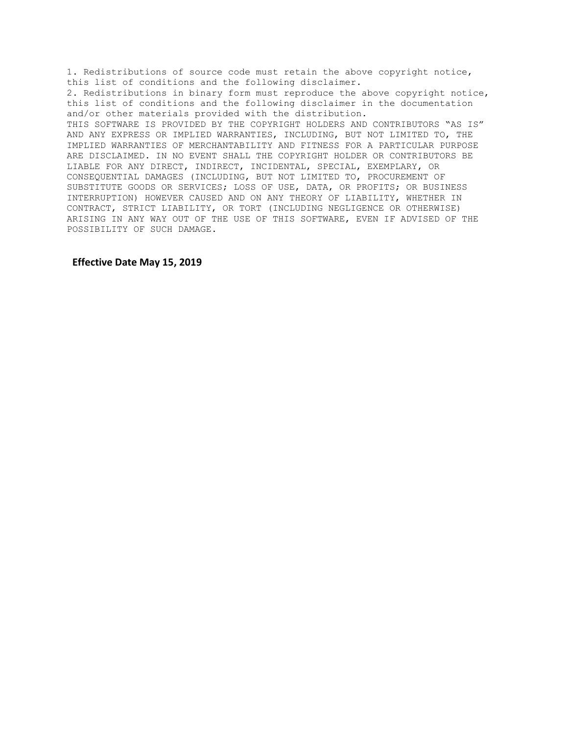```
1. Redistributions of source code must retain the above copyright notice,
this list of conditions and the following disclaimer.
2. Redistributions in binary form must reproduce the above copyright notice,
this list of conditions and the following disclaimer in the documentation
and/or other materials provided with the distribution.
THIS SOFTWARE IS PROVIDED BY THE COPYRIGHT HOLDERS AND CONTRIBUTORS “AS IS”
AND ANY EXPRESS OR IMPLIED WARRANTIES, INCLUDING, BUT NOT LIMITED TO, THE
IMPLIED WARRANTIES OF MERCHANTABILITY AND FITNESS FOR A PARTICULAR PURPOSE
ARE DISCLAIMED. IN NO EVENT SHALL THE COPYRIGHT HOLDER OR CONTRIBUTORS BE
LIABLE FOR ANY DIRECT, INDIRECT, INCIDENTAL, SPECIAL, EXEMPLARY, OR
CONSEQUENTIAL DAMAGES (INCLUDING, BUT NOT LIMITED TO, PROCUREMENT OF
SUBSTITUTE GOODS OR SERVICES; LOSS OF USE, DATA, OR PROFITS; OR BUSINESS
INTERRUPTION) HOWEVER CAUSED AND ON ANY THEORY OF LIABILITY, WHETHER IN
CONTRACT, STRICT LIABILITY, OR TORT (INCLUDING NEGLIGENCE OR OTHERWISE)
ARISING IN ANY WAY OUT OF THE USE OF THIS SOFTWARE, EVEN IF ADVISED OF THE
POSSIBILITY OF SUCH DAMAGE.
```

**Effective Date May 15, 2019**